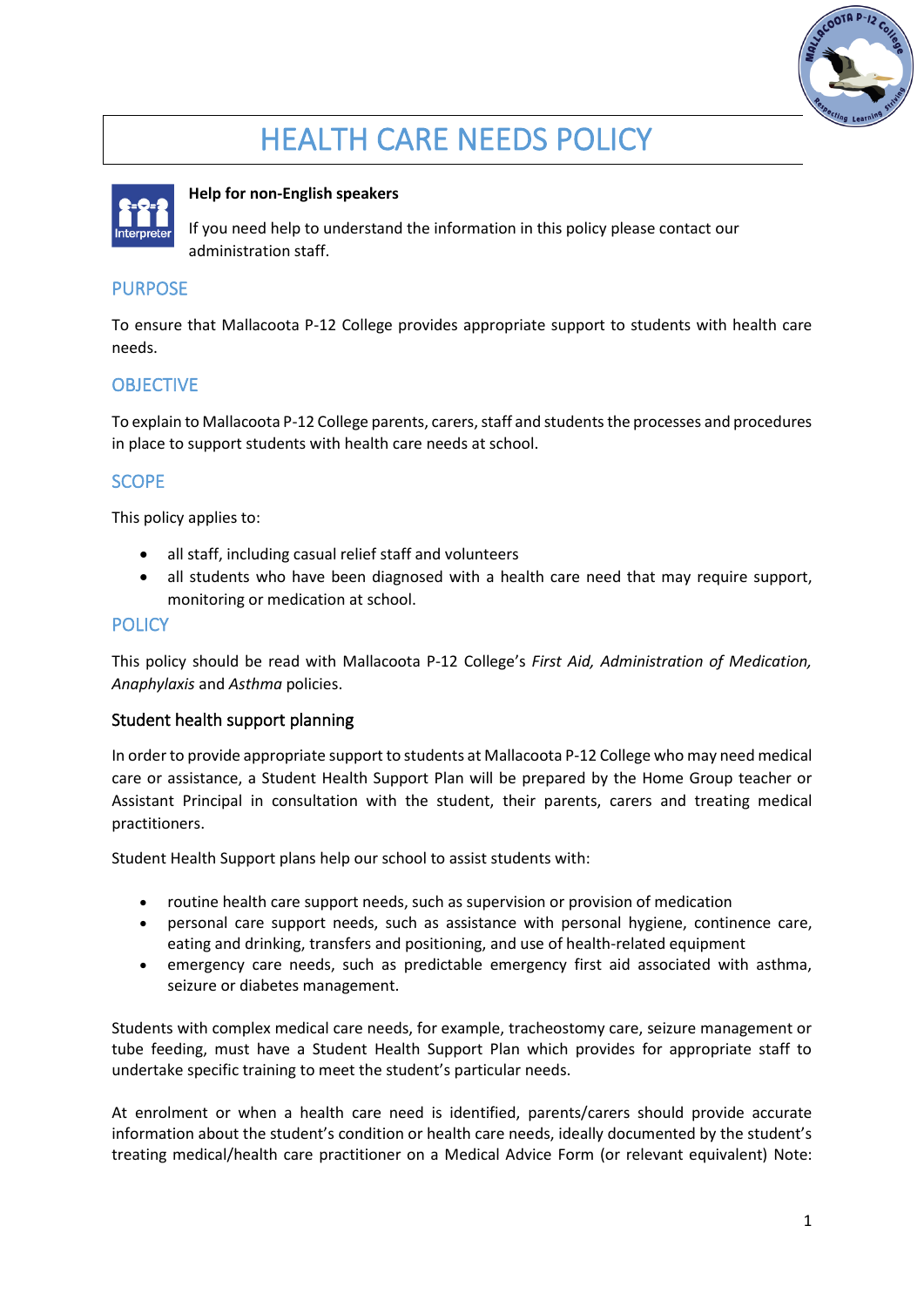# HEALTH CARE NEEDS POLICY

**Help for non-English speakers**

If you need help to understand the information in this policy please contact our administration staff.

## PURPOSE

To ensure that Mallacoota P-12 College provides appropriate support to students with health care needs.

## OBJECTIVE

To explain to Mallacoota P-12 College parents, carers, staff and students the processes and procedures in place to support students with health care needs at school.

## SCOPE

This policy applies to:

- all staff, including casual relief staff and volunteers
- all students who have been diagnosed with a health care need that may require support, monitoring or medication at school.

## POLICY

This policy should be read with Mallacoota P-12 College's *First Aid, Administration of Medication, Anaphylaxis* and *Asthma* policies.

### Student health support planning

In order to provide appropriate support to students at Mallacoota P-12 College who may need medical care or assistance, a Student Health Support Plan will be prepared by the Home Group teacher or Assistant Principal in consultation with the student, their parents, carers and treating medical practitioners.

Student Health Support plans help our school to assist students with:

- routine health care support needs, such as supervision or provision of medication
- personal care support needs, such as assistance with personal hygiene, continence care, eating and drinking, transfers and positioning, and use of health-related equipment
- emergency care needs, such as predictable emergency first aid associated with asthma, seizure or diabetes management.

Students with complex medical care needs, for example, tracheostomy care, seizure management or tube feeding, must have a Student Health Support Plan which provides for appropriate staff to undertake specific training to meet the student's particular needs.

At enrolment or when a health care need is identified, parents/carers should provide accurate information about the student's condition or health care needs, ideally documented by the student's treating medical/health care practitioner on a Medical Advice Form (or relevant equivalent) Note: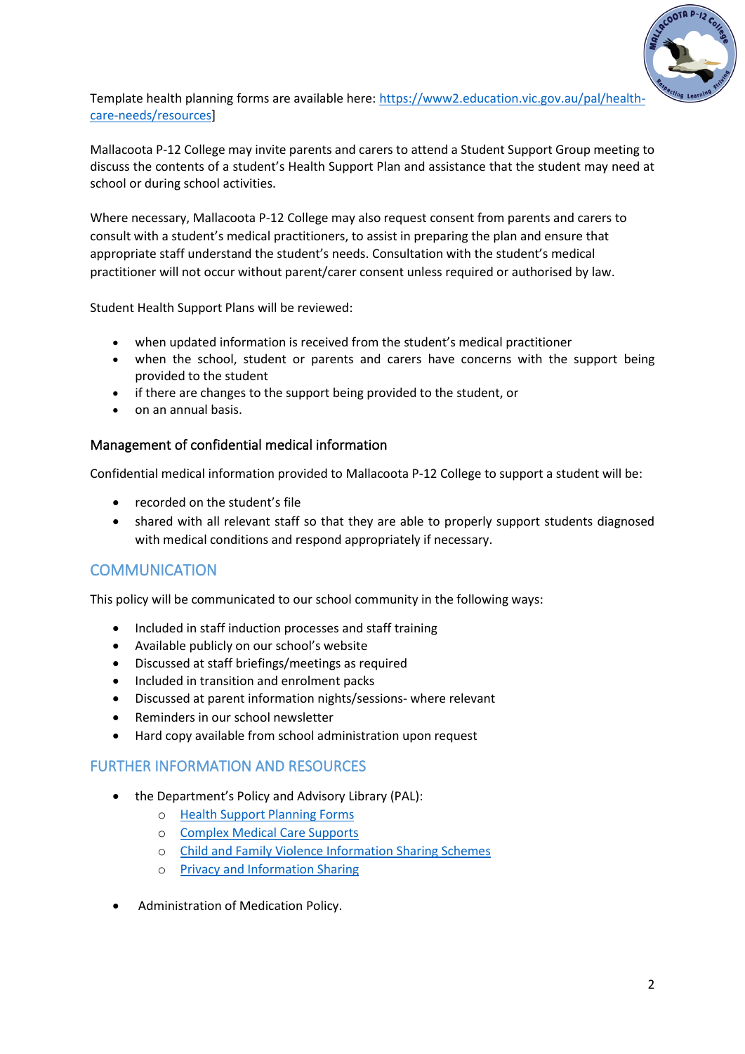Template health planning forms are available here: [https://www2.education.vic.gov.au/pal/health-care-needs/resources](https://www2.education.vic.gov.au/pal/health-care-needs/resources)]

Mallacoota P-12 College may invite parents and carers to attend a Student Support Group meeting to discuss the contents of a student's Health Support Plan and assistance that the student may need at school or during school activities.

Where necessary, Mallacoota P-12 College may also request consent from parents and carers to consult with a student's medical practitioners, to assist in preparing the plan and ensure that appropriate staff understand the student's needs. Consultation with the student's medical practitioner will not occur without parent/carer consent unless required or authorised by law.

Student Health Support Plans will be reviewed:

- when updated information is received from the student's medical practitioner
- when the school, student or parents and carers have concerns with the support being provided to the student
- if there are changes to the support being provided to the student, or
- on an annual basis.

### Management of confidential medical information

Confidential medical information provided to Mallacoota P-12 College to support a student will be:

- recorded on the student's file
- shared with all relevant staff so that they are able to properly support students diagnosed with medical conditions and respond appropriately if necessary.

## COMMUNICATION

This policy will be communicated to our school community in the following ways:

- Included in staff induction processes and staff training
- Available publicly on our school's website
- Discussed at staff briefings/meetings as required
- Included in transition and enrolment packs
- Discussed at parent information nights/sessions- where relevant
- Reminders in our school newsletter
- Hard copy available from school administration upon request

## FURTHER INFORMATION AND RESOURCES

- the Department's Policy and Advisory Library (PAL):
  - Health Support Planning Forms
  - Complex Medical Care Supports
  - Child and Family Violence Information Sharing Schemes
  - Privacy and Information Sharing
- Administration of Medication Policy.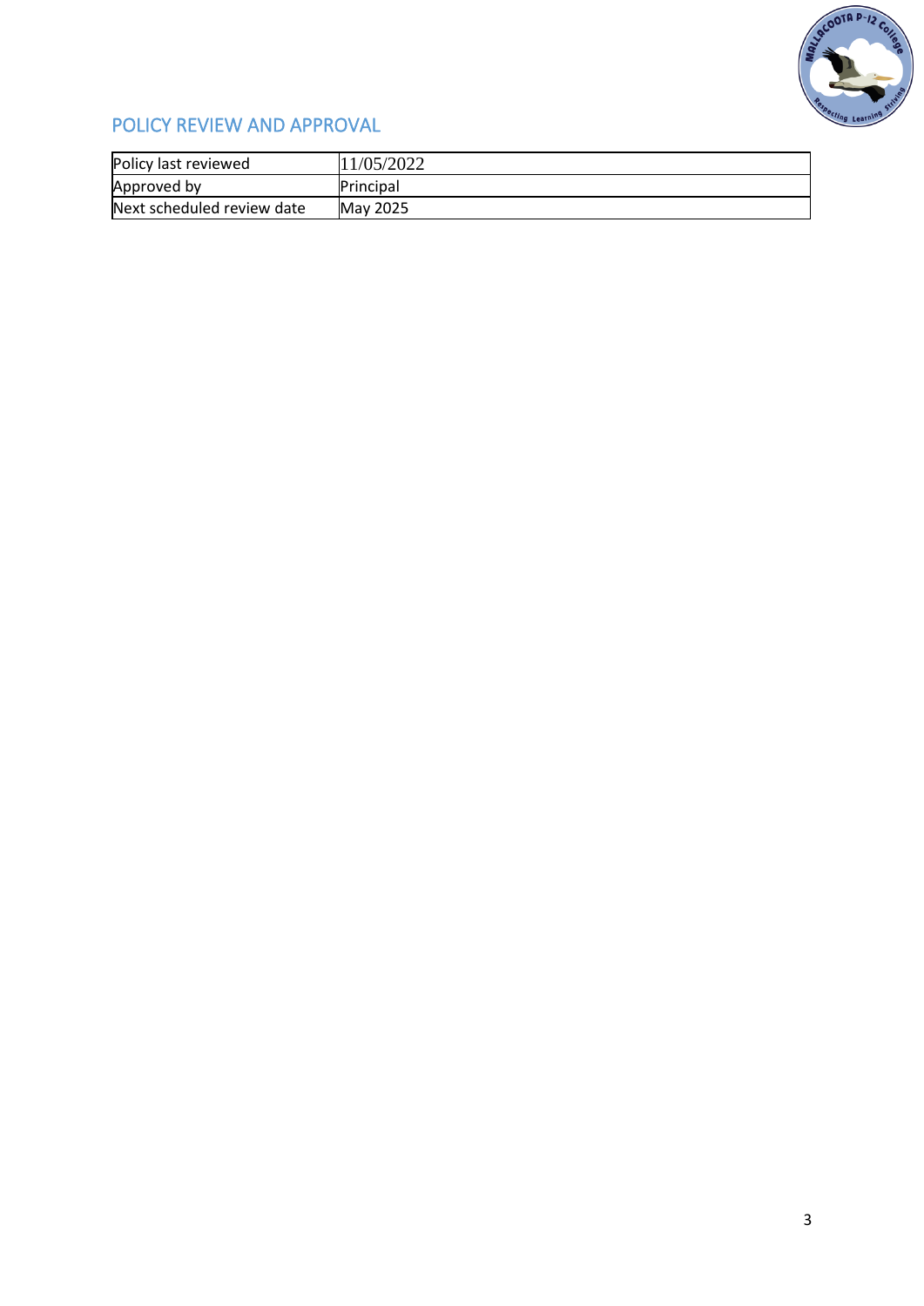## POLICY REVIEW AND APPROVAL

| | |
|---|---|
| Policy last reviewed | 11/05/2022 |
| Approved by | Principal |
| Next scheduled review date | May 2025 |